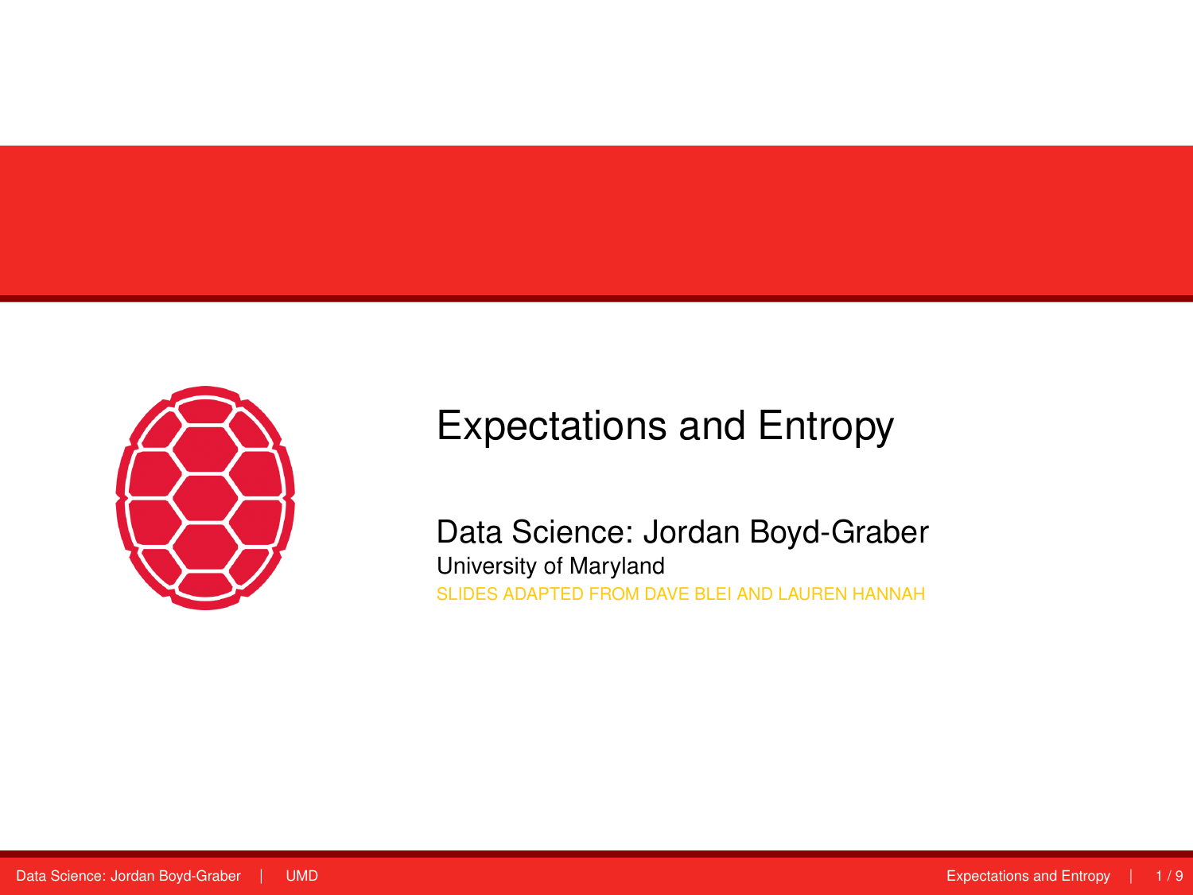# Expectations and Entropy

Data Science: Jordan Boyd-Graber

University of Maryland

SLIDES ADAPTED FROM DAVE BLEI AND LAUREN HANNAH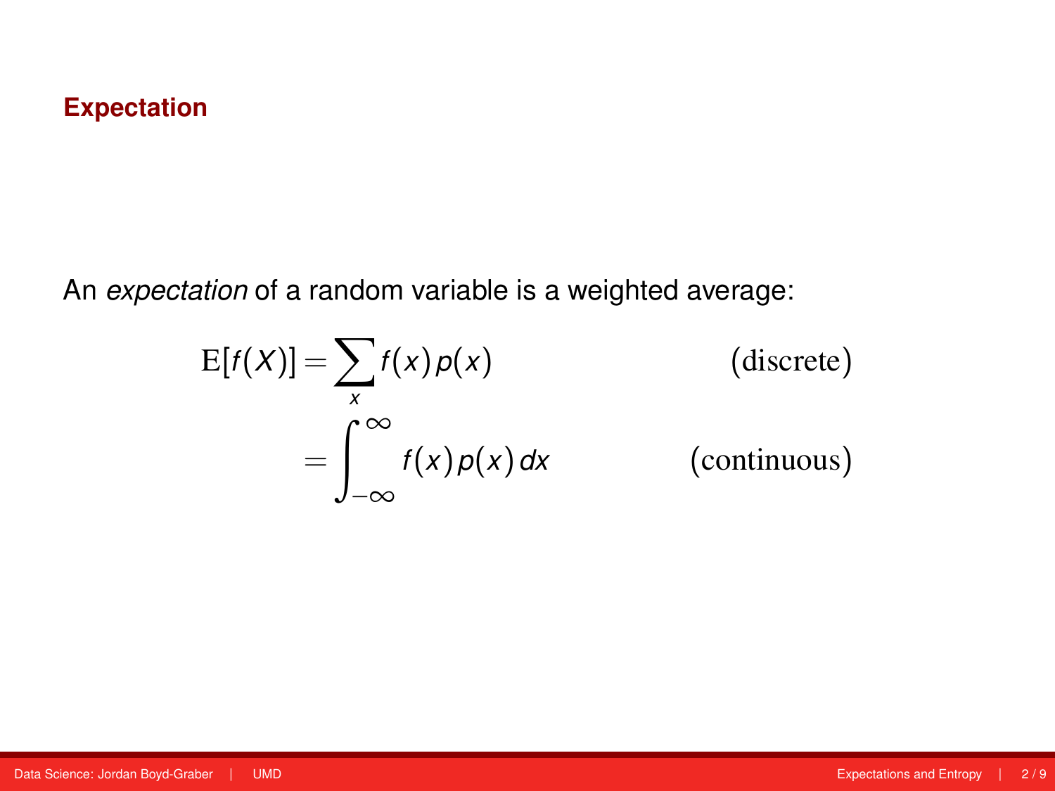## Expectation

An *expectation* of a random variable is a weighted average:

$$
\begin{aligned}
\mathrm{E}[f(X)] &= \sum_{x} f(x)\, p(x) && \text{(discrete)} \\
&= \int_{-\infty}^{\infty} f(x)\, p(x)\, dx && \text{(continuous)}
\end{aligned}
$$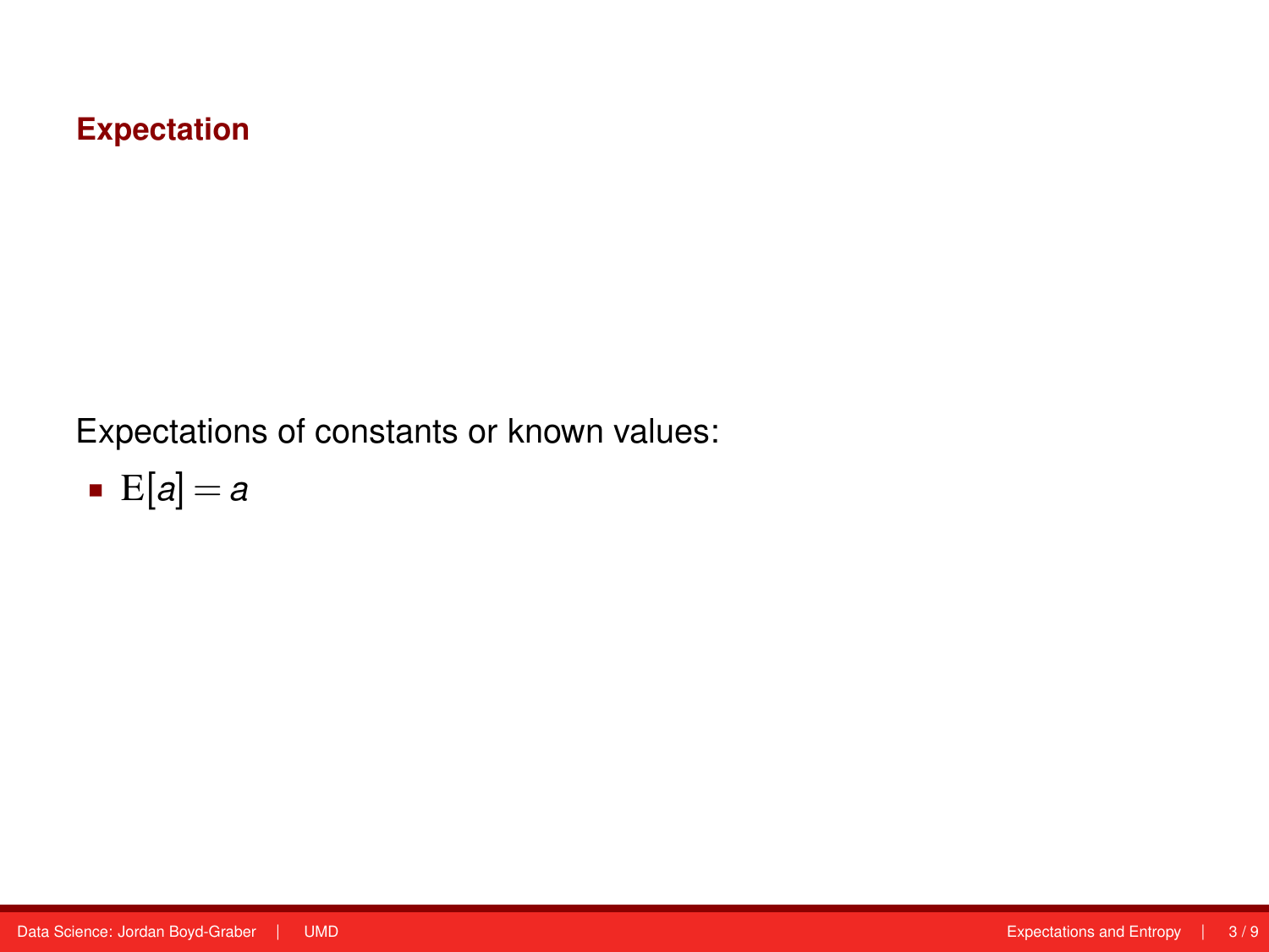## Expectation

Expectations of constants or known values:

- $\mathrm{E}[a] = a$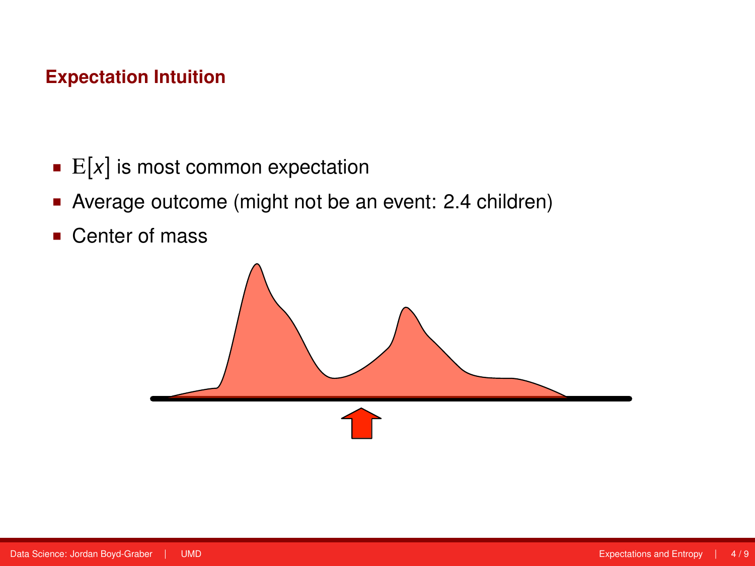## Expectation Intuition

- $\mathrm{E}[x]$ is most common expectation
- Average outcome (might not be an event: 2.4 children)
- Center of mass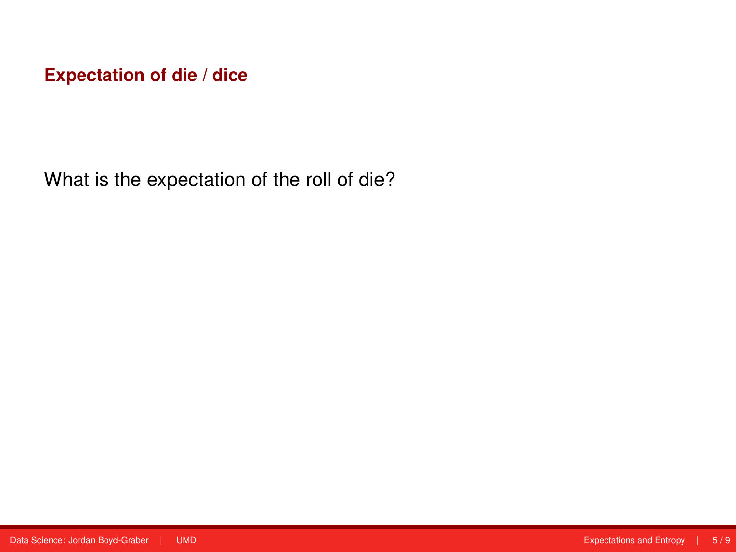## Expectation of die / dice

What is the expectation of the roll of die?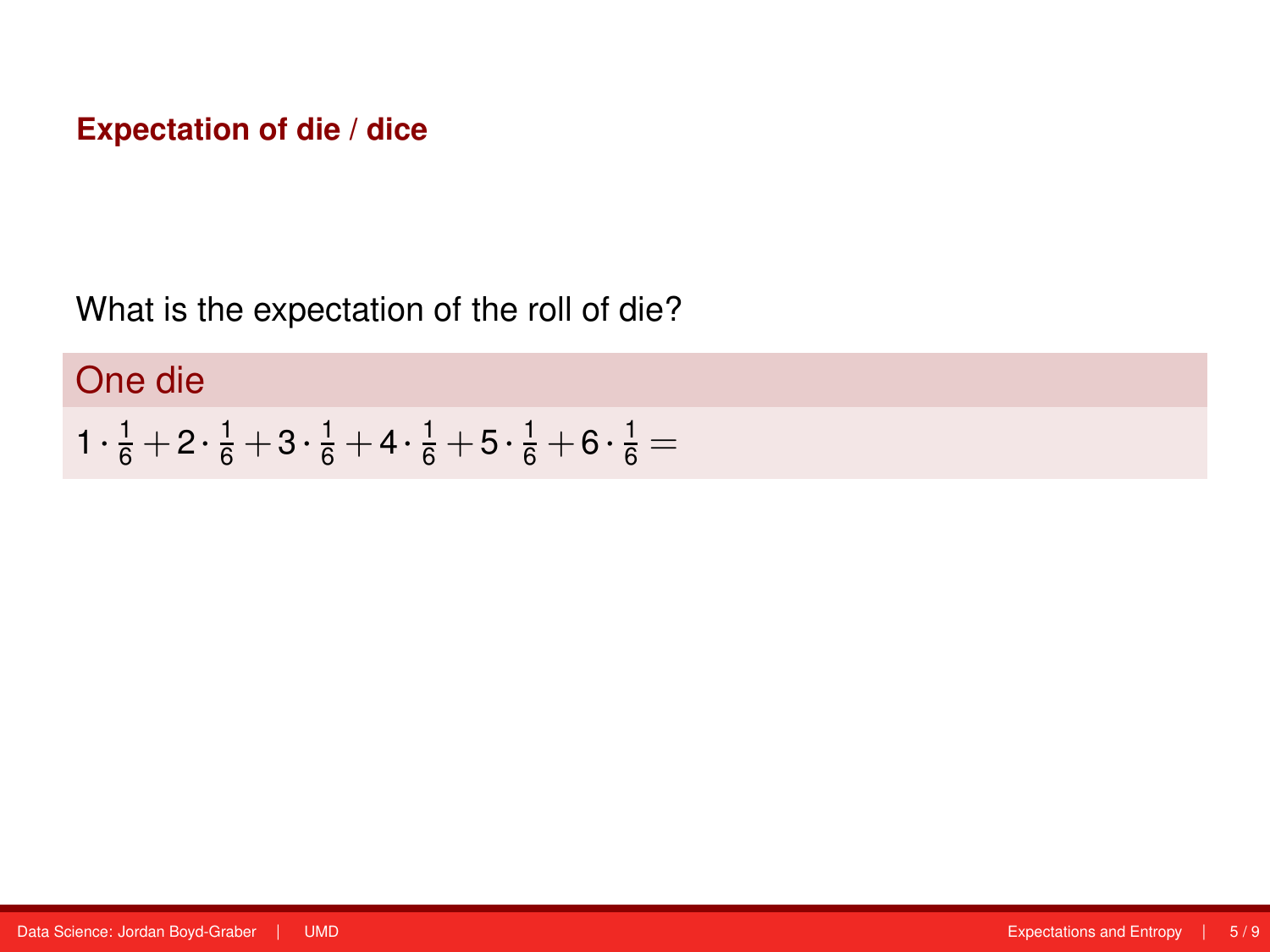### Expectation of die / dice

What is the expectation of the roll of die?

**One die**

$$1 \cdot \frac{1}{6} + 2 \cdot \frac{1}{6} + 3 \cdot \frac{1}{6} + 4 \cdot \frac{1}{6} + 5 \cdot \frac{1}{6} + 6 \cdot \frac{1}{6} =$$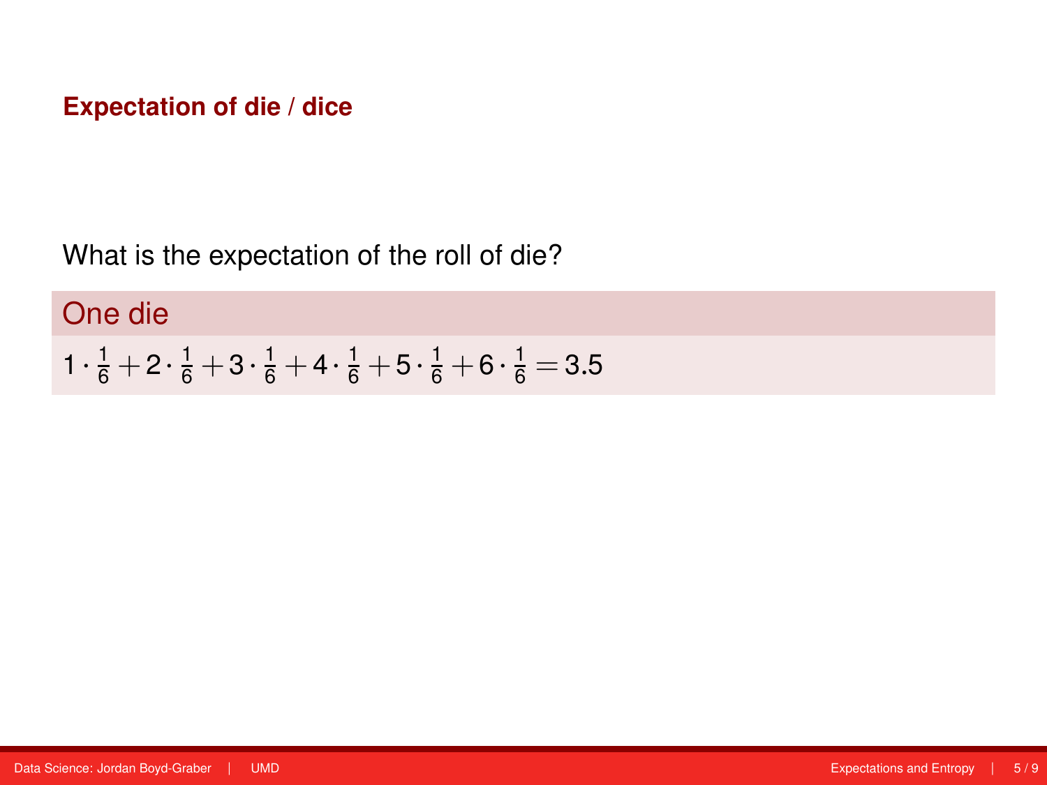# Expectation of die / dice

What is the expectation of the roll of die?

**One die**

$$1 \cdot \frac{1}{6} + 2 \cdot \frac{1}{6} + 3 \cdot \frac{1}{6} + 4 \cdot \frac{1}{6} + 5 \cdot \frac{1}{6} + 6 \cdot \frac{1}{6} = 3.5$$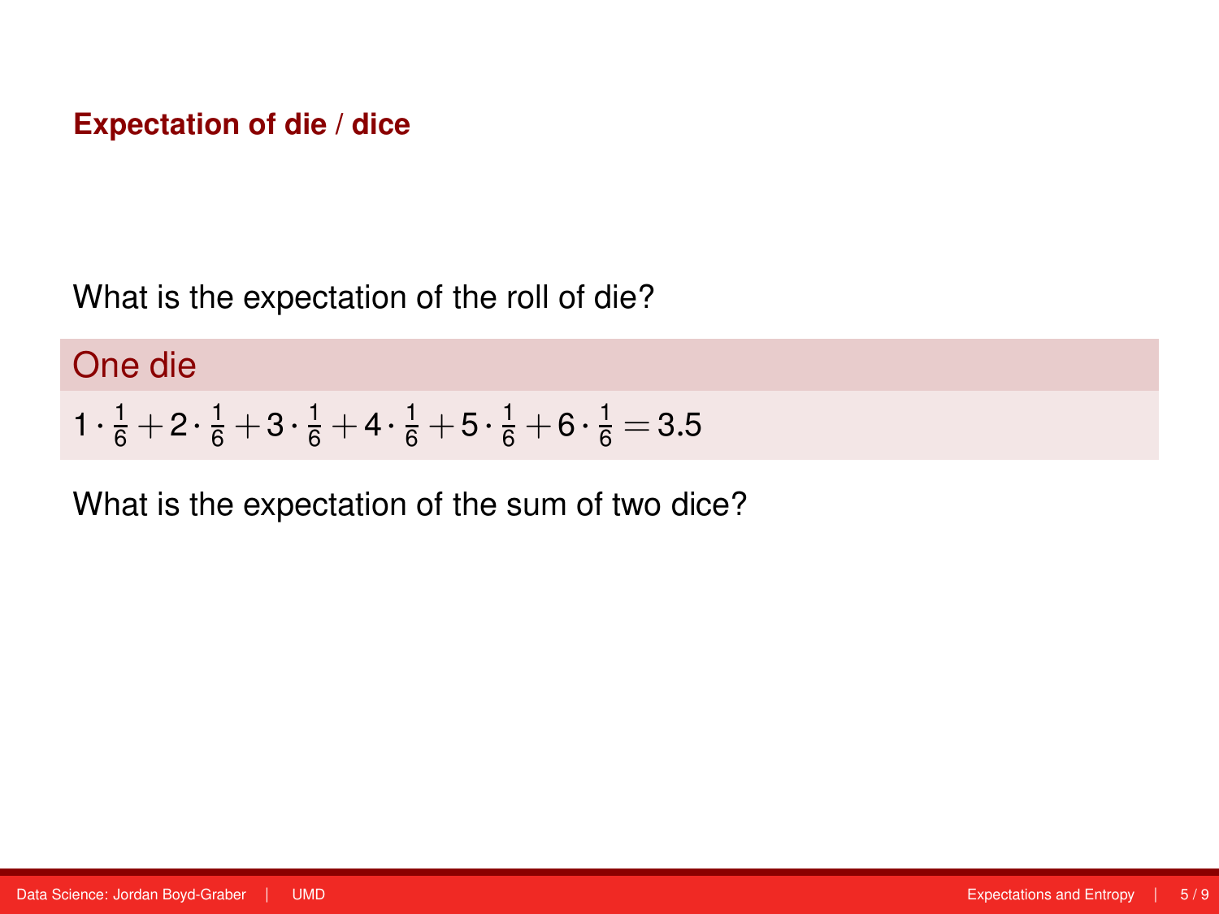## Expectation of die / dice

What is the expectation of the roll of die?

**One die**

$$1 \cdot \frac{1}{6} + 2 \cdot \frac{1}{6} + 3 \cdot \frac{1}{6} + 4 \cdot \frac{1}{6} + 5 \cdot \frac{1}{6} + 6 \cdot \frac{1}{6} = 3.5$$

What is the expectation of the sum of two dice?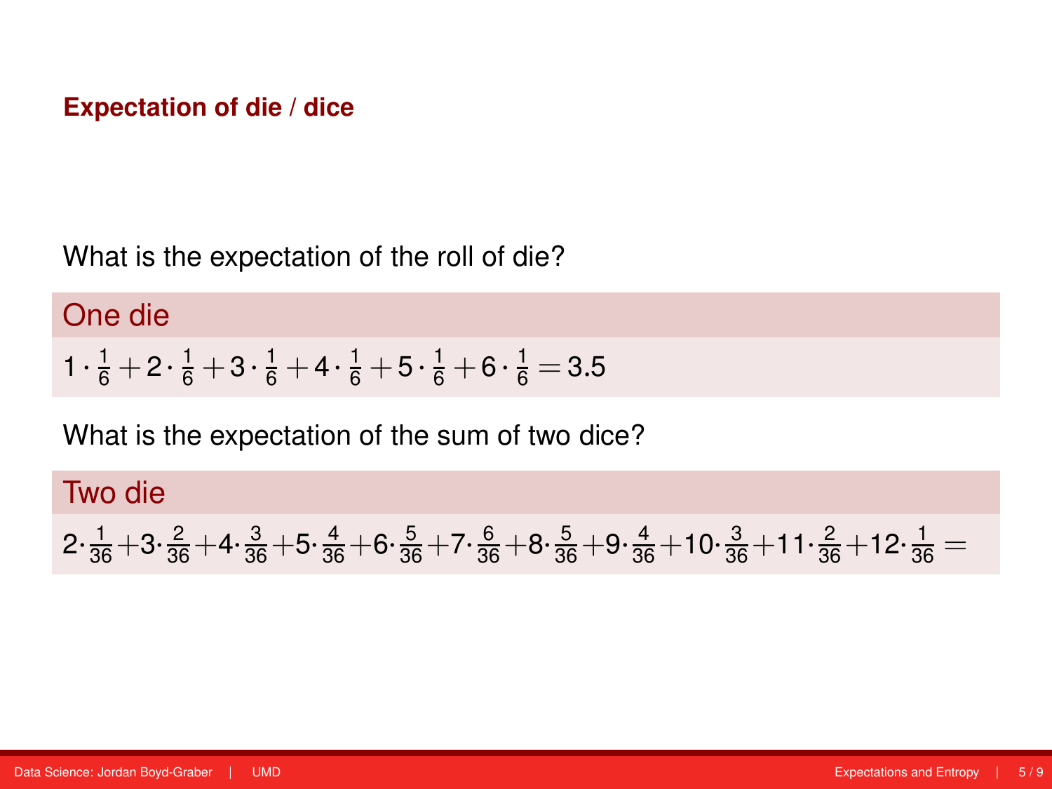## Expectation of die / dice

What is the expectation of the roll of die?

**One die**

$$1 \cdot \frac{1}{6} + 2 \cdot \frac{1}{6} + 3 \cdot \frac{1}{6} + 4 \cdot \frac{1}{6} + 5 \cdot \frac{1}{6} + 6 \cdot \frac{1}{6} = 3.5$$

What is the expectation of the sum of two dice?

**Two die**

$$2 \cdot \frac{1}{36} + 3 \cdot \frac{2}{36} + 4 \cdot \frac{3}{36} + 5 \cdot \frac{4}{36} + 6 \cdot \frac{5}{36} + 7 \cdot \frac{6}{36} + 8 \cdot \frac{5}{36} + 9 \cdot \frac{4}{36} + 10 \cdot \frac{3}{36} + 11 \cdot \frac{2}{36} + 12 \cdot \frac{1}{36} =$$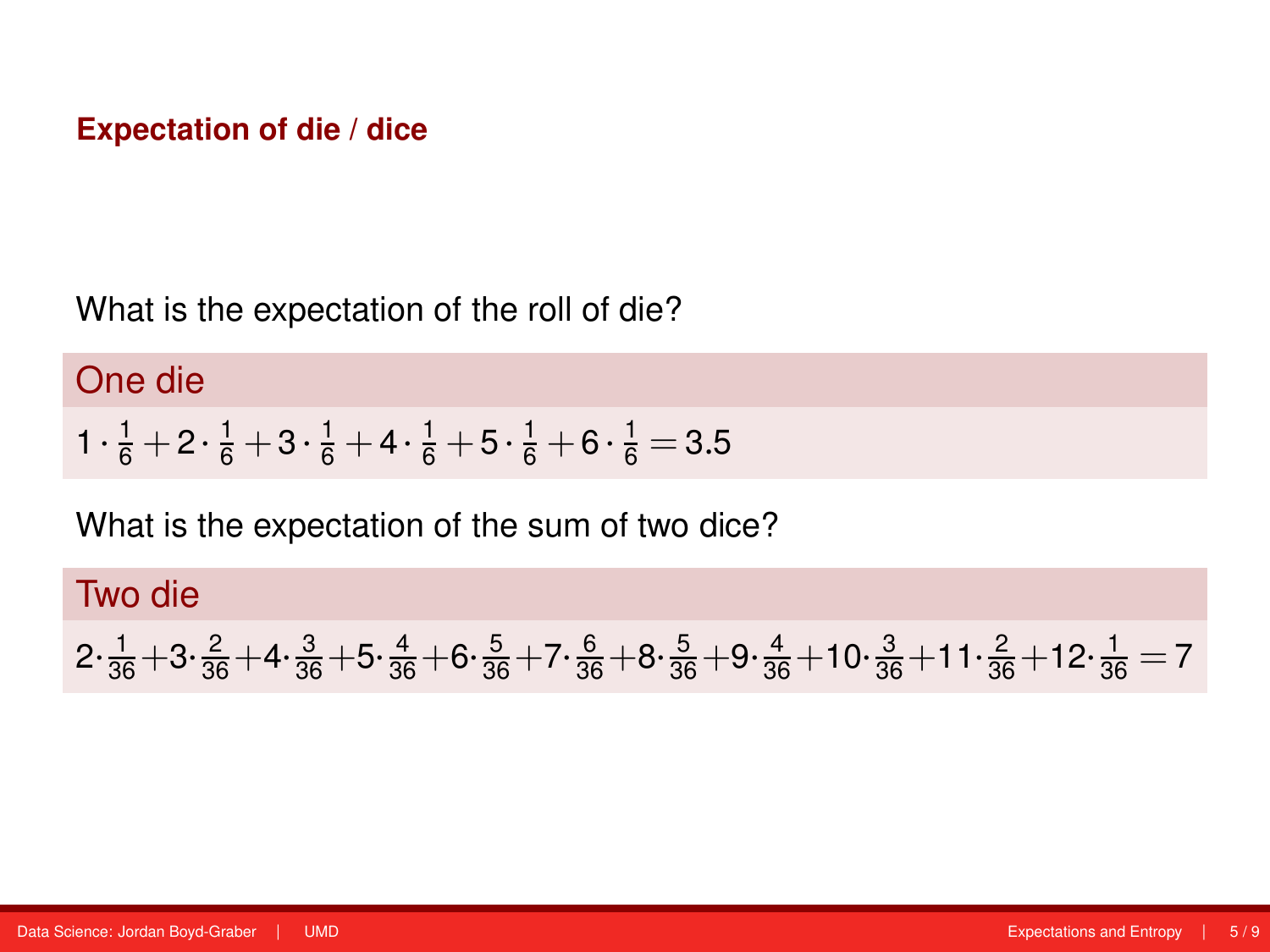## Expectation of die / dice

What is the expectation of the roll of die?

**One die**

$$1 \cdot \frac{1}{6} + 2 \cdot \frac{1}{6} + 3 \cdot \frac{1}{6} + 4 \cdot \frac{1}{6} + 5 \cdot \frac{1}{6} + 6 \cdot \frac{1}{6} = 3.5$$

What is the expectation of the sum of two dice?

**Two die**

$$2 \cdot \frac{1}{36} + 3 \cdot \frac{2}{36} + 4 \cdot \frac{3}{36} + 5 \cdot \frac{4}{36} + 6 \cdot \frac{5}{36} + 7 \cdot \frac{6}{36} + 8 \cdot \frac{5}{36} + 9 \cdot \frac{4}{36} + 10 \cdot \frac{3}{36} + 11 \cdot \frac{2}{36} + 12 \cdot \frac{1}{36} = 7$$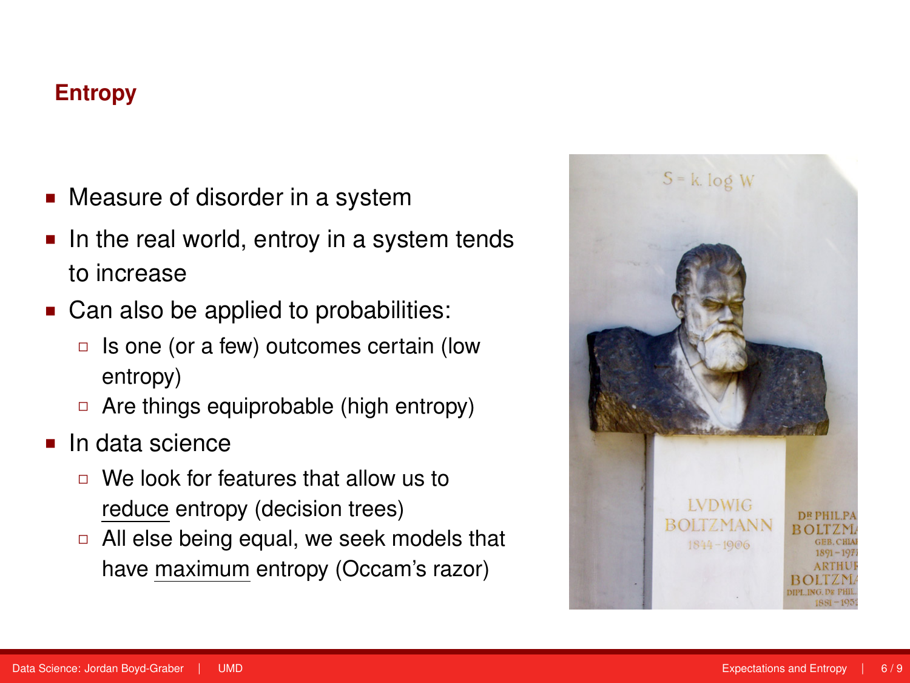## Entropy

- Measure of disorder in a system
- In the real world, entroy in a system tends to increase
- Can also be applied to probabilities:
  - Is one (or a few) outcomes certain (low entropy)
  - Are things equiprobable (high entropy)
- In data science
  - We look for features that allow us to reduce entropy (decision trees)
  - All else being equal, we seek models that have maximum entropy (Occam's razor)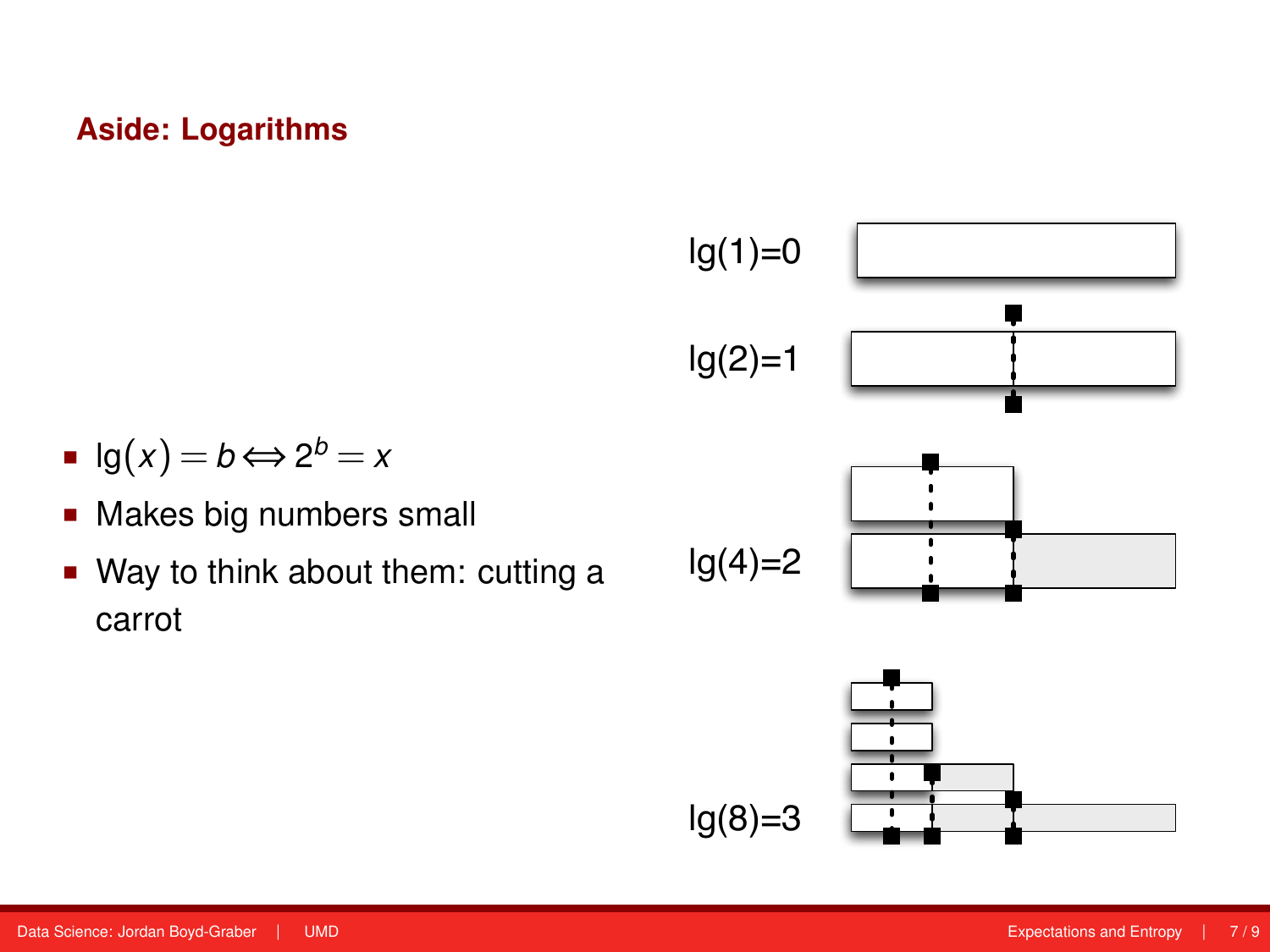## Aside: Logarithms

- $\lg(x) = b \Leftrightarrow 2^b = x$
- Makes big numbers small
- Way to think about them: cutting a carrot

lg(1)=0

lg(2)=1

lg(4)=2

lg(8)=3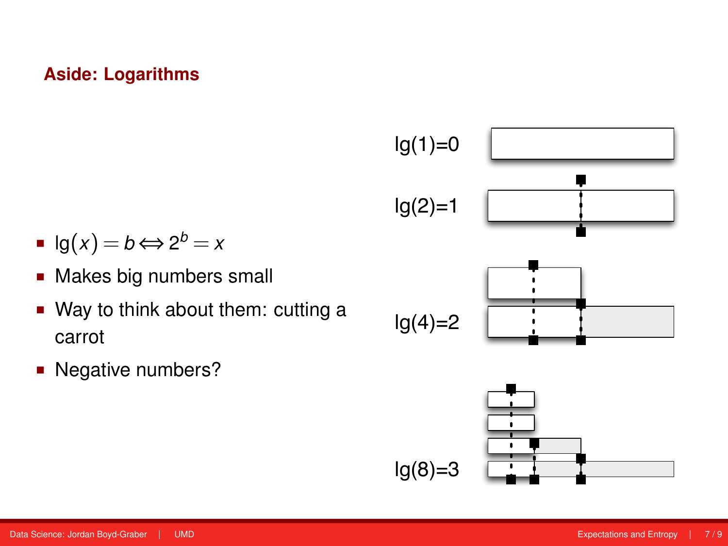## Aside: Logarithms

- $\lg(x) = b \Leftrightarrow 2^b = x$
- Makes big numbers small
- Way to think about them: cutting a carrot
- Negative numbers?

lg(1)=0

lg(2)=1

lg(4)=2

lg(8)=3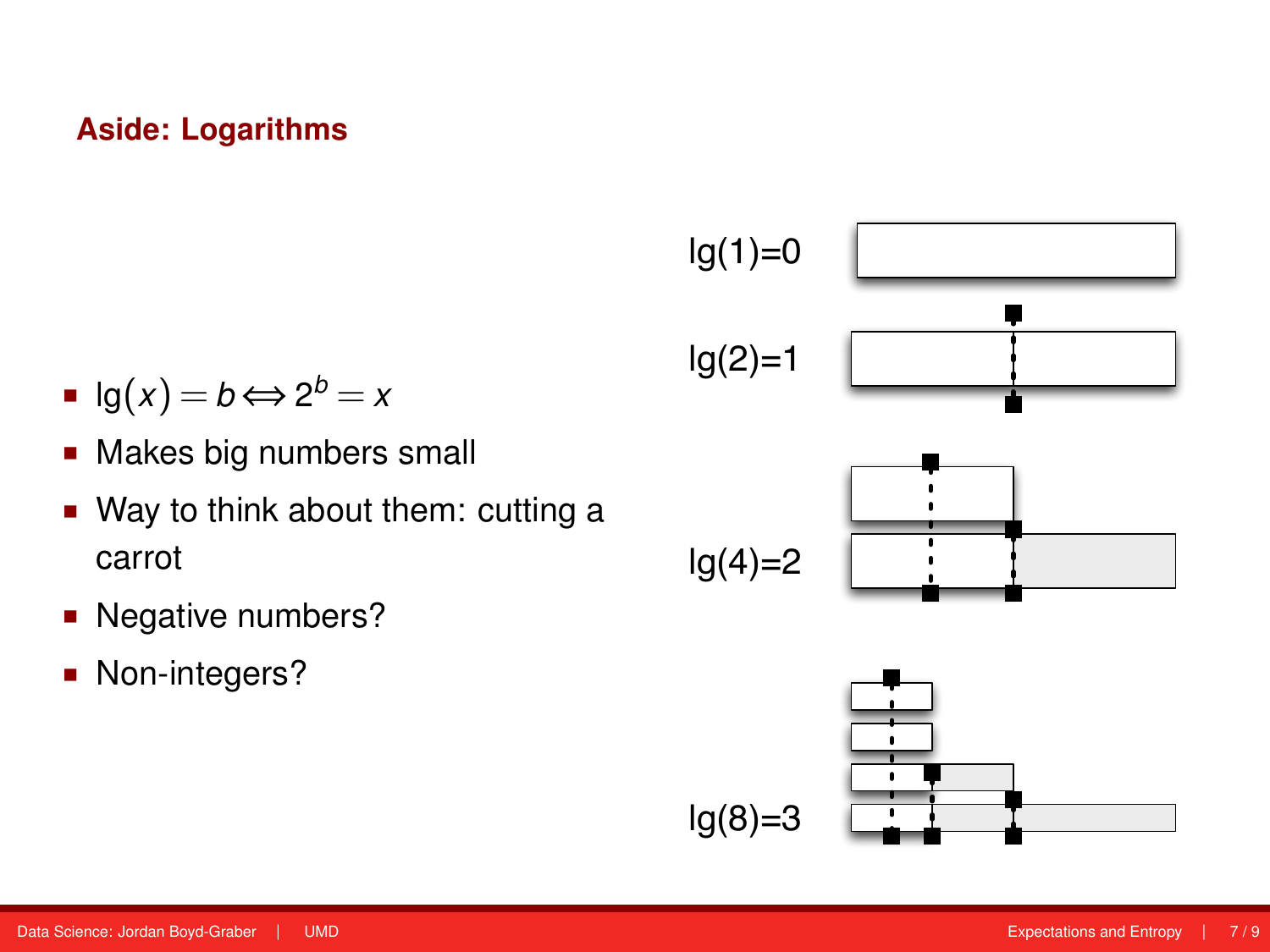## Aside: Logarithms

- $\lg(x) = b \Leftrightarrow 2^b = x$
- Makes big numbers small
- Way to think about them: cutting a carrot
- Negative numbers?
- Non-integers?

lg(1)=0

lg(2)=1

lg(4)=2

lg(8)=3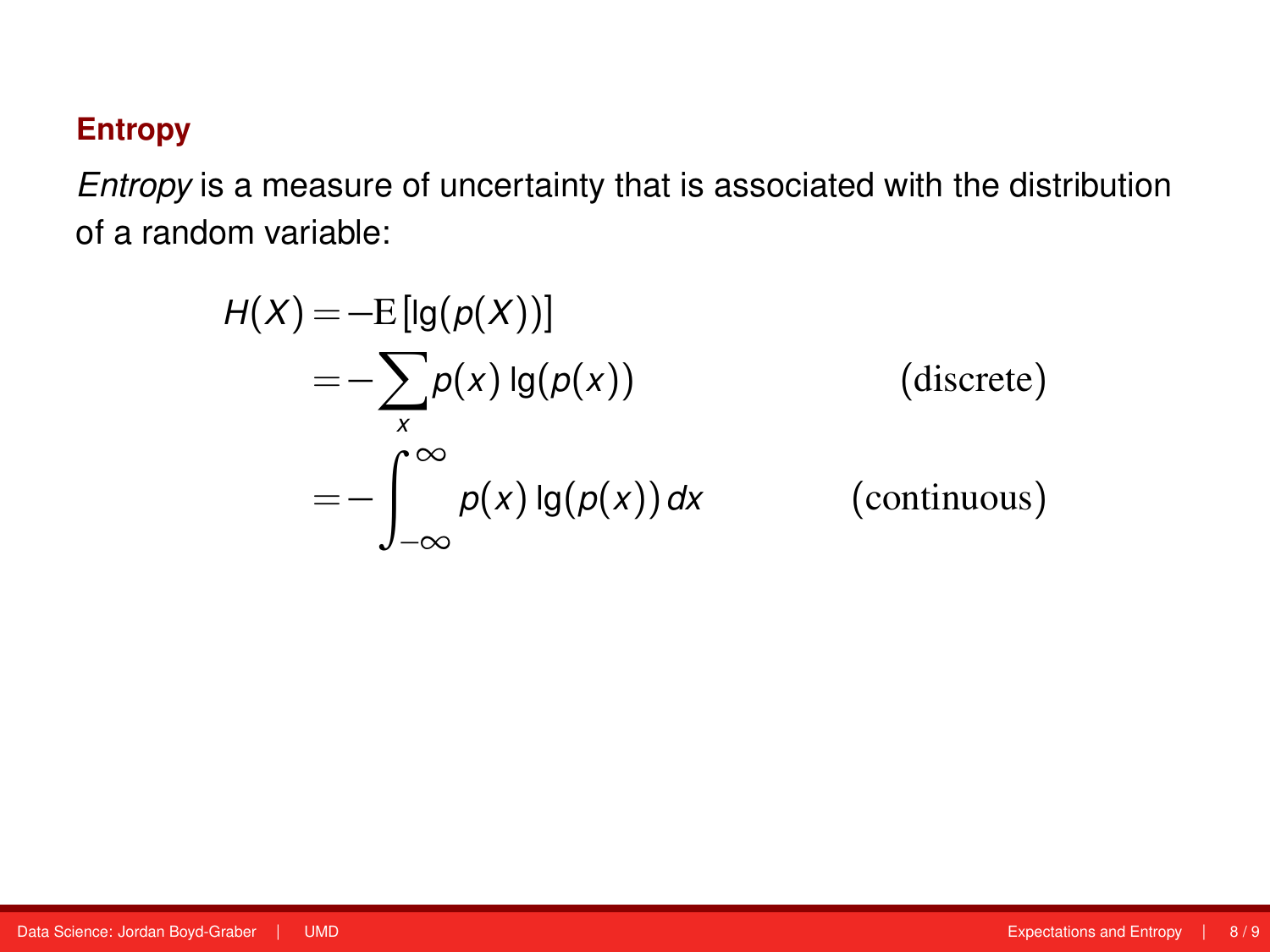## Entropy

*Entropy* is a measure of uncertainty that is associated with the distribution of a random variable:

$$
\begin{aligned}
H(X) &= -\mathrm{E}\left[\lg(p(X))\right] \\
&= -\sum_{x} p(x)\lg(p(x)) && \text{(discrete)} \\
&= -\int_{-\infty}^{\infty} p(x)\lg(p(x))\,dx && \text{(continuous)}
\end{aligned}
$$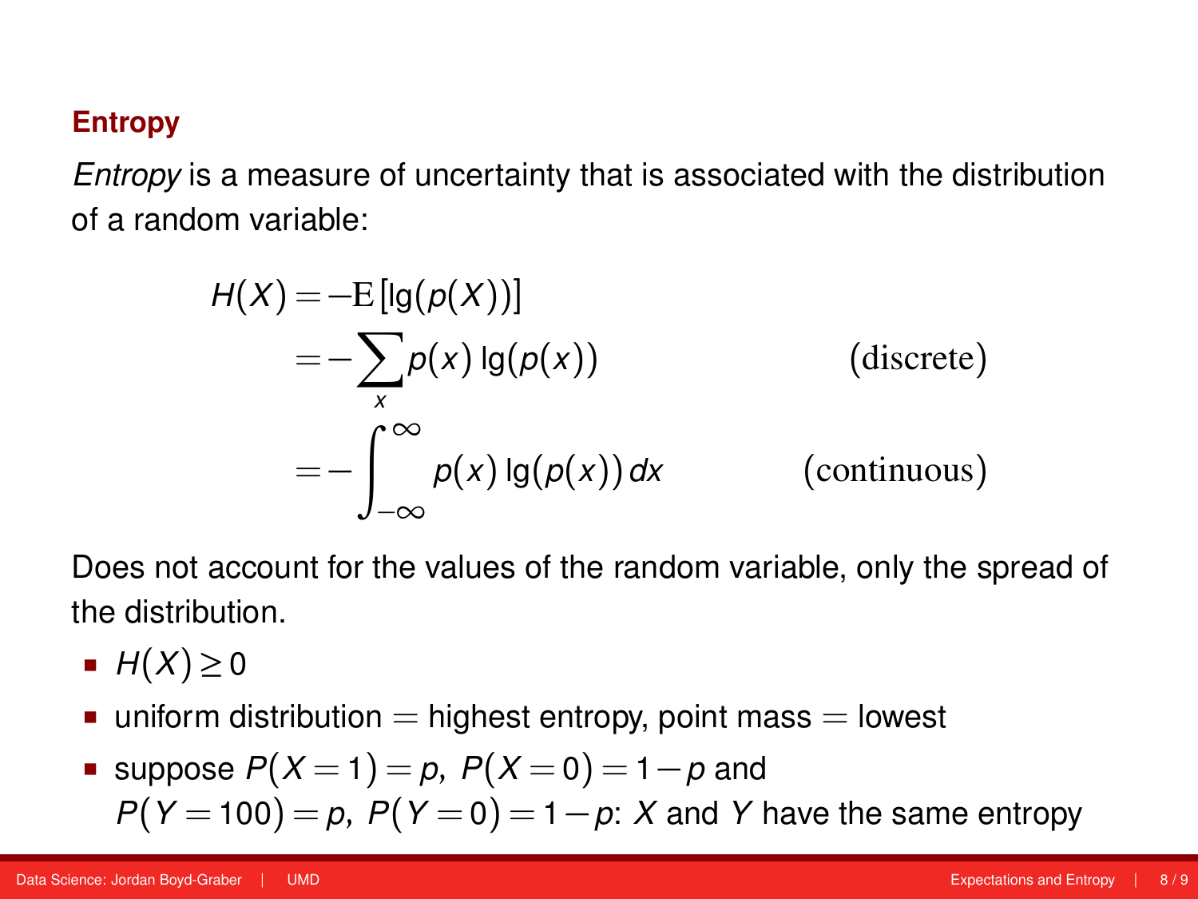## Entropy

*Entropy* is a measure of uncertainty that is associated with the distribution of a random variable:

$$
\begin{aligned}
H(X) &= -\mathrm{E}\left[\lg(p(X))\right] \\
&= -\sum_x p(x) \lg(p(x)) && \text{(discrete)} \\
&= -\int_{-\infty}^{\infty} p(x) \lg(p(x))\, dx && \text{(continuous)}
\end{aligned}
$$

Does not account for the values of the random variable, only the spread of the distribution.

- $H(X) \geq 0$
- uniform distribution = highest entropy, point mass = lowest
- suppose $P(X=1)=p$, $P(X=0)=1-p$ and $P(Y=100)=p$, $P(Y=0)=1-p$: $X$ and $Y$ have the same entropy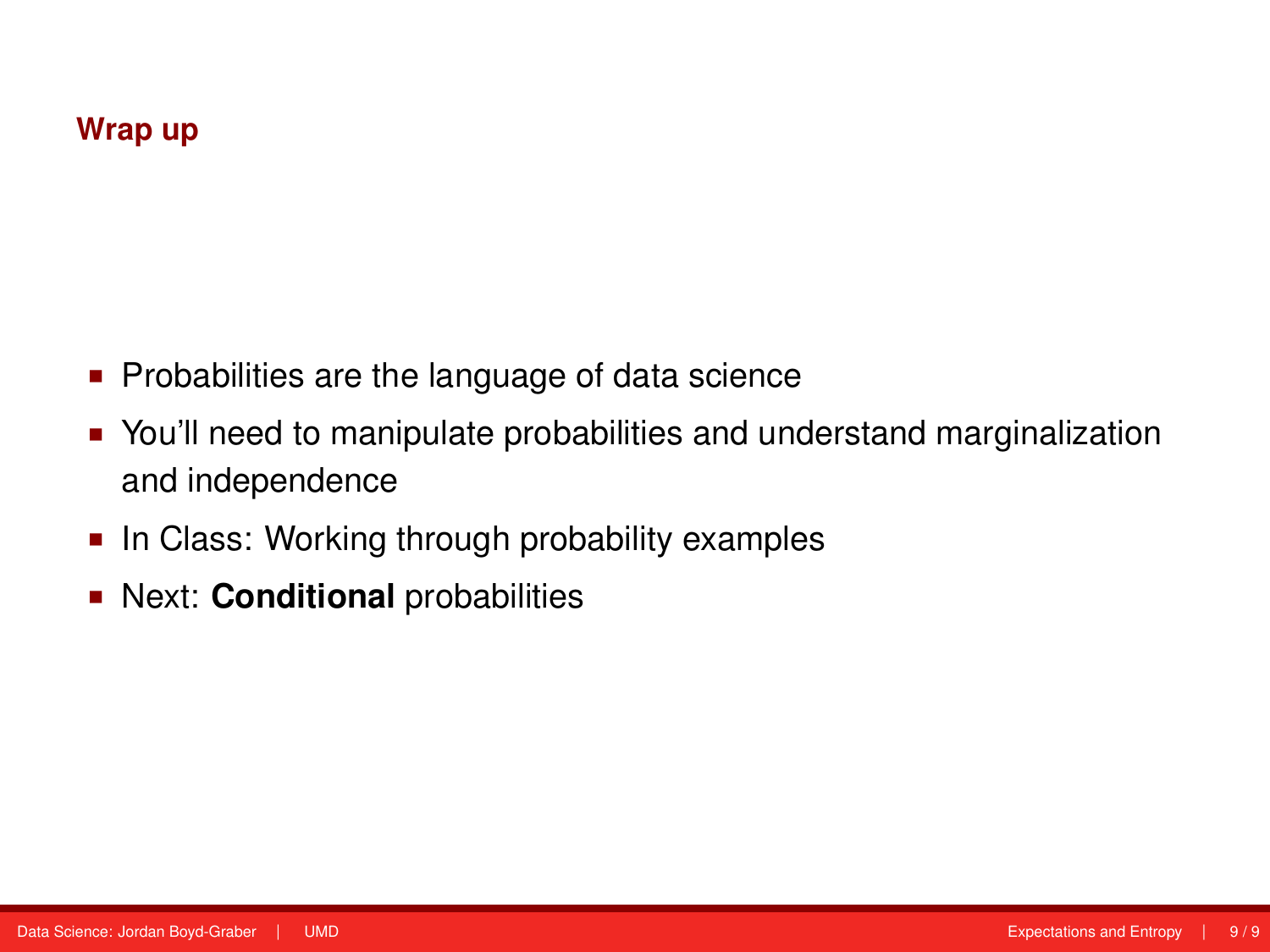## Wrap up

- Probabilities are the language of data science
- You'll need to manipulate probabilities and understand marginalization and independence
- In Class: Working through probability examples
- Next: **Conditional** probabilities